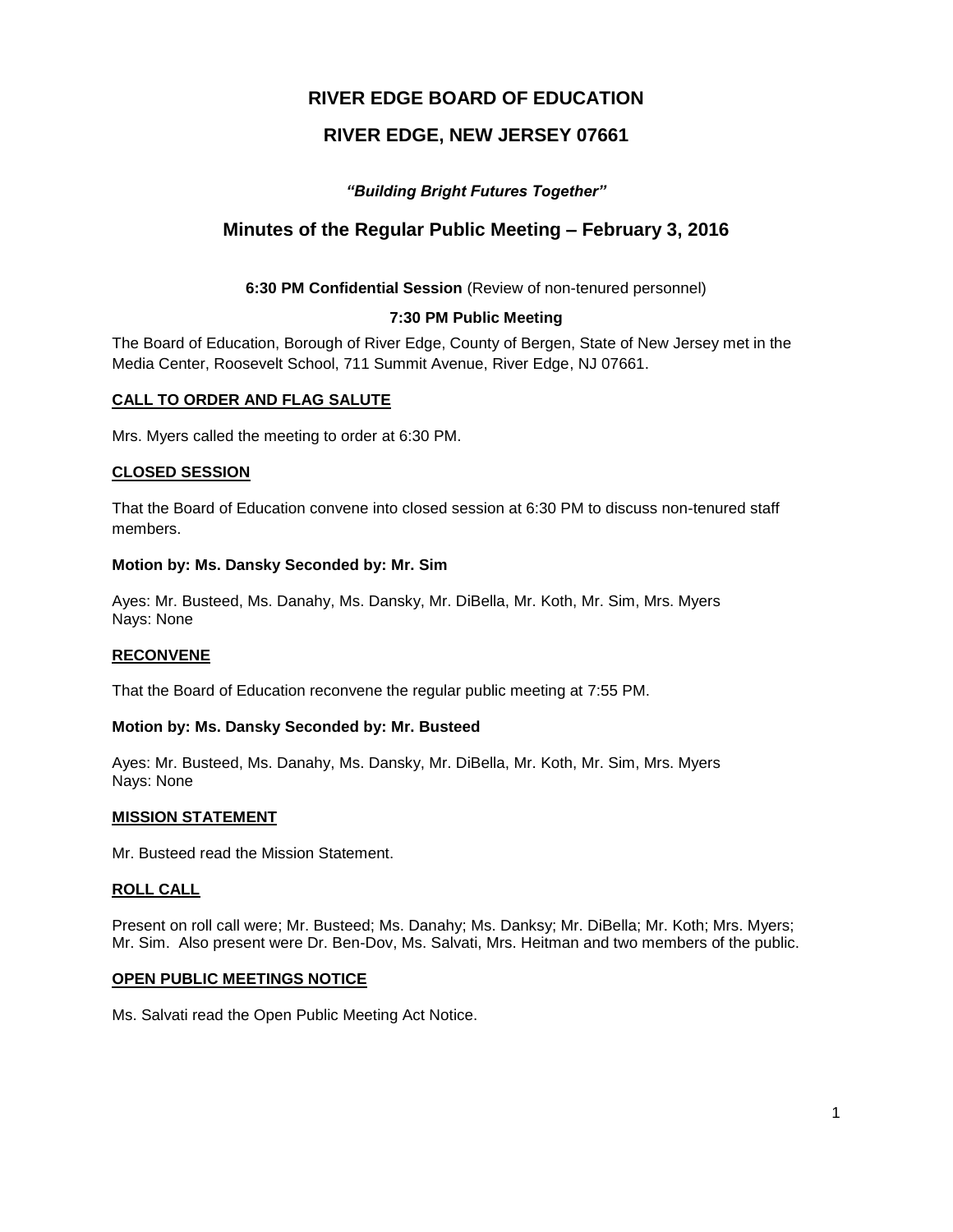# RIVER EDGE BOARD OF EDUCATION

## RIVER EDGE, NEW JERSEY 07661

***"Building Bright Futures Together"***

## Minutes of the Regular Public Meeting – February 3, 2016

**6:30 PM Confidential Session** (Review of non-tenured personnel)

**7:30 PM Public Meeting**

The Board of Education, Borough of River Edge, County of Bergen, State of New Jersey met in the Media Center, Roosevelt School, 711 Summit Avenue, River Edge, NJ 07661.

### CALL TO ORDER AND FLAG SALUTE

Mrs. Myers called the meeting to order at 6:30 PM.

### CLOSED SESSION

That the Board of Education convene into closed session at 6:30 PM to discuss non-tenured staff members.

**Motion by: Ms. Dansky Seconded by: Mr. Sim**

Ayes: Mr. Busteed, Ms. Danahy, Ms. Dansky, Mr. DiBella, Mr. Koth, Mr. Sim, Mrs. Myers
Nays: None

### RECONVENE

That the Board of Education reconvene the regular public meeting at 7:55 PM.

**Motion by: Ms. Dansky Seconded by: Mr. Busteed**

Ayes: Mr. Busteed, Ms. Danahy, Ms. Dansky, Mr. DiBella, Mr. Koth, Mr. Sim, Mrs. Myers
Nays: None

### MISSION STATEMENT

Mr. Busteed read the Mission Statement.

### ROLL CALL

Present on roll call were; Mr. Busteed; Ms. Danahy; Ms. Danksy; Mr. DiBella; Mr. Koth; Mrs. Myers; Mr. Sim. Also present were Dr. Ben-Dov, Ms. Salvati, Mrs. Heitman and two members of the public.

### OPEN PUBLIC MEETINGS NOTICE

Ms. Salvati read the Open Public Meeting Act Notice.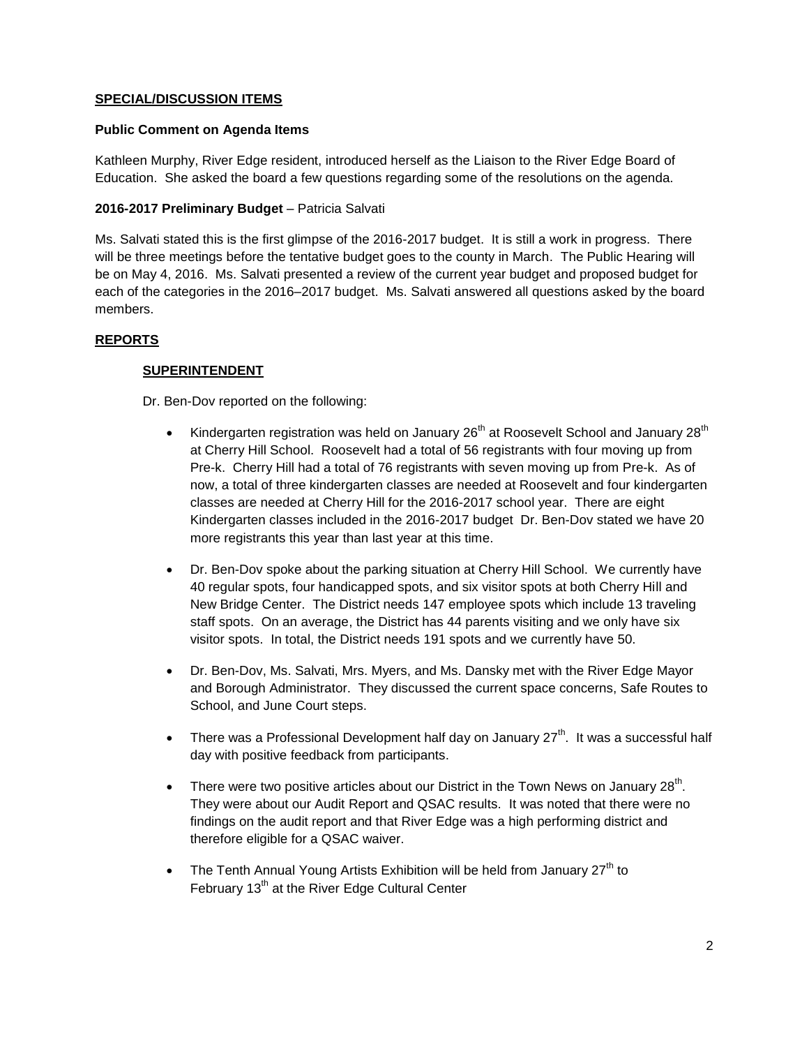## **SPECIAL/DISCUSSION ITEMS**

**Public Comment on Agenda Items**

Kathleen Murphy, River Edge resident, introduced herself as the Liaison to the River Edge Board of Education. She asked the board a few questions regarding some of the resolutions on the agenda.

**2016-2017 Preliminary Budget** – Patricia Salvati

Ms. Salvati stated this is the first glimpse of the 2016-2017 budget. It is still a work in progress. There will be three meetings before the tentative budget goes to the county in March. The Public Hearing will be on May 4, 2016. Ms. Salvati presented a review of the current year budget and proposed budget for each of the categories in the 2016–2017 budget. Ms. Salvati answered all questions asked by the board members.

## **REPORTS**

### **SUPERINTENDENT**

Dr. Ben-Dov reported on the following:

- Kindergarten registration was held on January 26th at Roosevelt School and January 28th at Cherry Hill School. Roosevelt had a total of 56 registrants with four moving up from Pre-k. Cherry Hill had a total of 76 registrants with seven moving up from Pre-k. As of now, a total of three kindergarten classes are needed at Roosevelt and four kindergarten classes are needed at Cherry Hill for the 2016-2017 school year. There are eight Kindergarten classes included in the 2016-2017 budget Dr. Ben-Dov stated we have 20 more registrants this year than last year at this time.

- Dr. Ben-Dov spoke about the parking situation at Cherry Hill School. We currently have 40 regular spots, four handicapped spots, and six visitor spots at both Cherry Hill and New Bridge Center. The District needs 147 employee spots which include 13 traveling staff spots. On an average, the District has 44 parents visiting and we only have six visitor spots. In total, the District needs 191 spots and we currently have 50.

- Dr. Ben-Dov, Ms. Salvati, Mrs. Myers, and Ms. Dansky met with the River Edge Mayor and Borough Administrator. They discussed the current space concerns, Safe Routes to School, and June Court steps.

- There was a Professional Development half day on January 27th. It was a successful half day with positive feedback from participants.

- There were two positive articles about our District in the Town News on January 28th. They were about our Audit Report and QSAC results. It was noted that there were no findings on the audit report and that River Edge was a high performing district and therefore eligible for a QSAC waiver.

- The Tenth Annual Young Artists Exhibition will be held from January 27th to February 13th at the River Edge Cultural Center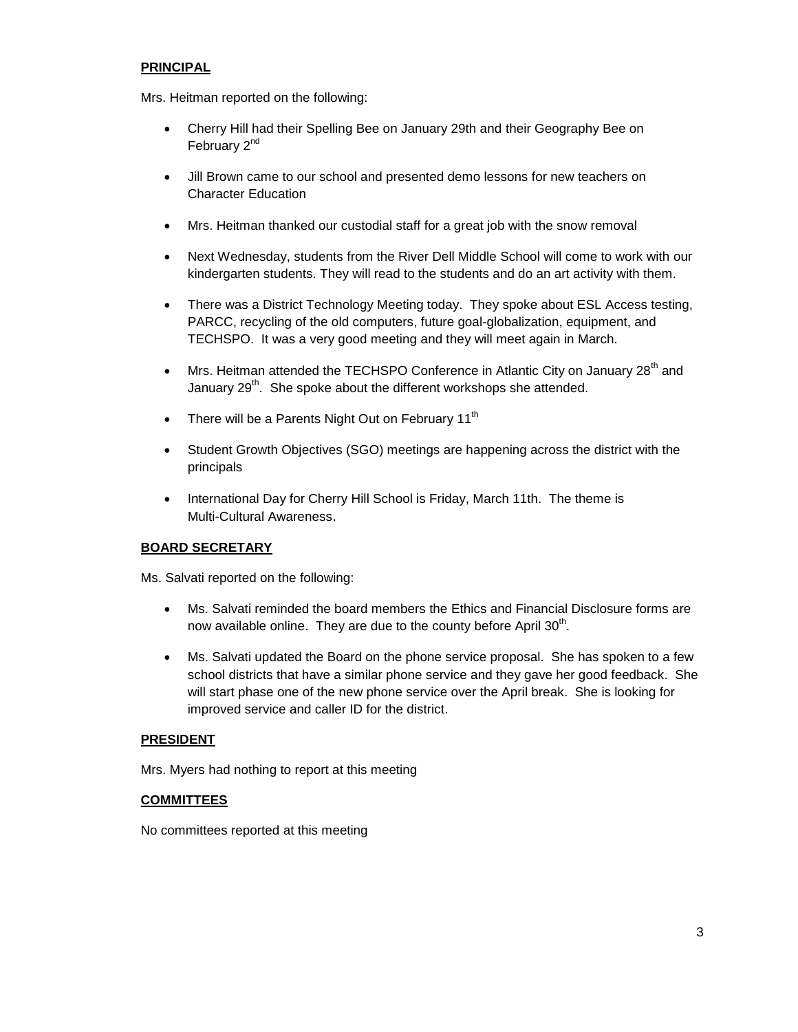## PRINCIPAL

Mrs. Heitman reported on the following:

- Cherry Hill had their Spelling Bee on January 29th and their Geography Bee on February 2nd
- Jill Brown came to our school and presented demo lessons for new teachers on Character Education
- Mrs. Heitman thanked our custodial staff for a great job with the snow removal
- Next Wednesday, students from the River Dell Middle School will come to work with our kindergarten students. They will read to the students and do an art activity with them.
- There was a District Technology Meeting today. They spoke about ESL Access testing, PARCC, recycling of the old computers, future goal-globalization, equipment, and TECHSPO. It was a very good meeting and they will meet again in March.
- Mrs. Heitman attended the TECHSPO Conference in Atlantic City on January 28th and January 29th. She spoke about the different workshops she attended.
- There will be a Parents Night Out on February 11th
- Student Growth Objectives (SGO) meetings are happening across the district with the principals
- International Day for Cherry Hill School is Friday, March 11th. The theme is Multi-Cultural Awareness.

## BOARD SECRETARY

Ms. Salvati reported on the following:

- Ms. Salvati reminded the board members the Ethics and Financial Disclosure forms are now available online. They are due to the county before April 30th.
- Ms. Salvati updated the Board on the phone service proposal. She has spoken to a few school districts that have a similar phone service and they gave her good feedback. She will start phase one of the new phone service over the April break. She is looking for improved service and caller ID for the district.

## PRESIDENT

Mrs. Myers had nothing to report at this meeting

## COMMITTEES

No committees reported at this meeting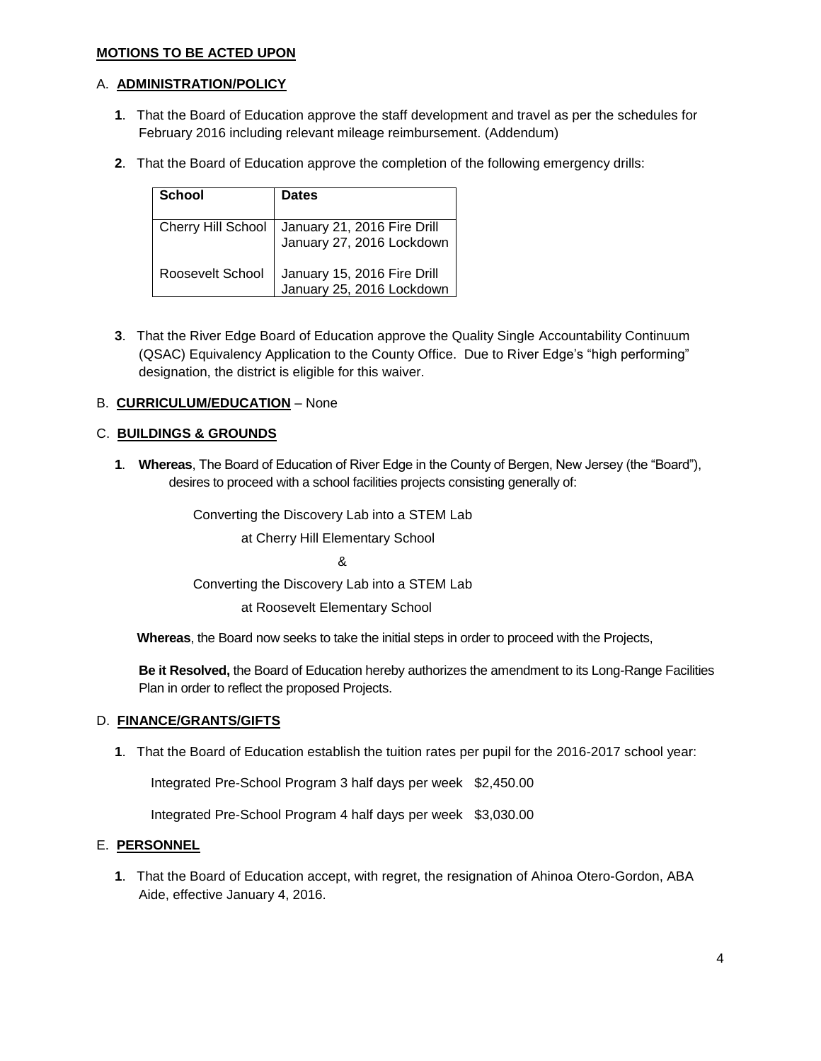**MOTIONS TO BE ACTED UPON**

A. **ADMINISTRATION/POLICY**

**1**. That the Board of Education approve the staff development and travel as per the schedules for February 2016 including relevant mileage reimbursement. (Addendum)

**2**. That the Board of Education approve the completion of the following emergency drills:

| School | Dates |
|---|---|
| Cherry Hill School | January 21, 2016 Fire Drill<br>January 27, 2016 Lockdown |
| Roosevelt School | January 15, 2016 Fire Drill<br>January 25, 2016 Lockdown |

**3**. That the River Edge Board of Education approve the Quality Single Accountability Continuum (QSAC) Equivalency Application to the County Office. Due to River Edge's "high performing" designation, the district is eligible for this waiver.

B. **CURRICULUM/EDUCATION** – None

C. **BUILDINGS & GROUNDS**

**1**. **Whereas**, The Board of Education of River Edge in the County of Bergen, New Jersey (the "Board"), desires to proceed with a school facilities projects consisting generally of:

Converting the Discovery Lab into a STEM Lab

at Cherry Hill Elementary School

&

Converting the Discovery Lab into a STEM Lab

at Roosevelt Elementary School

**Whereas**, the Board now seeks to take the initial steps in order to proceed with the Projects,

**Be it Resolved,** the Board of Education hereby authorizes the amendment to its Long-Range Facilities Plan in order to reflect the proposed Projects.

D. **FINANCE/GRANTS/GIFTS**

**1**. That the Board of Education establish the tuition rates per pupil for the 2016-2017 school year:

Integrated Pre-School Program 3 half days per week $2,450.00

Integrated Pre-School Program 4 half days per week $3,030.00

E. **PERSONNEL**

**1**. That the Board of Education accept, with regret, the resignation of Ahinoa Otero-Gordon, ABA Aide, effective January 4, 2016.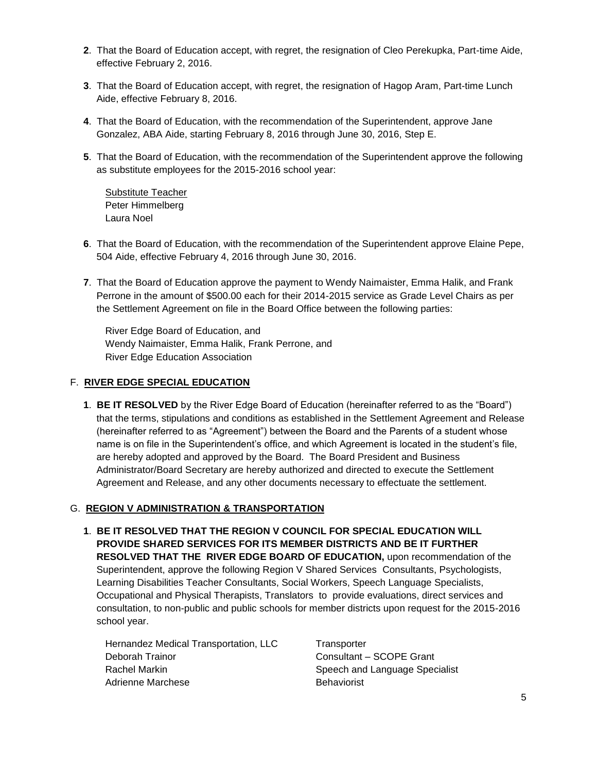**2**. That the Board of Education accept, with regret, the resignation of Cleo Perekupka, Part-time Aide, effective February 2, 2016.

**3**. That the Board of Education accept, with regret, the resignation of Hagop Aram, Part-time Lunch Aide, effective February 8, 2016.

**4**. That the Board of Education, with the recommendation of the Superintendent, approve Jane Gonzalez, ABA Aide, starting February 8, 2016 through June 30, 2016, Step E.

**5**. That the Board of Education, with the recommendation of the Superintendent approve the following as substitute employees for the 2015-2016 school year:

<u>Substitute Teacher</u>
Peter Himmelberg
Laura Noel

**6**. That the Board of Education, with the recommendation of the Superintendent approve Elaine Pepe, 504 Aide, effective February 4, 2016 through June 30, 2016.

**7**. That the Board of Education approve the payment to Wendy Naimaister, Emma Halik, and Frank Perrone in the amount of $500.00 each for their 2014-2015 service as Grade Level Chairs as per the Settlement Agreement on file in the Board Office between the following parties:

River Edge Board of Education, and
Wendy Naimaister, Emma Halik, Frank Perrone, and
River Edge Education Association

## F. RIVER EDGE SPECIAL EDUCATION

**1**. **BE IT RESOLVED** by the River Edge Board of Education (hereinafter referred to as the "Board") that the terms, stipulations and conditions as established in the Settlement Agreement and Release (hereinafter referred to as "Agreement") between the Board and the Parents of a student whose name is on file in the Superintendent's office, and which Agreement is located in the student's file, are hereby adopted and approved by the Board. The Board President and Business Administrator/Board Secretary are hereby authorized and directed to execute the Settlement Agreement and Release, and any other documents necessary to effectuate the settlement.

## G. REGION V ADMINISTRATION & TRANSPORTATION

**1**. **BE IT RESOLVED THAT THE REGION V COUNCIL FOR SPECIAL EDUCATION WILL PROVIDE SHARED SERVICES FOR ITS MEMBER DISTRICTS AND BE IT FURTHER RESOLVED THAT THE RIVER EDGE BOARD OF EDUCATION,** upon recommendation of the Superintendent, approve the following Region V Shared Services Consultants, Psychologists, Learning Disabilities Teacher Consultants, Social Workers, Speech Language Specialists, Occupational and Physical Therapists, Translators to provide evaluations, direct services and consultation, to non-public and public schools for member districts upon request for the 2015-2016 school year.

| | |
|---|---|
| Hernandez Medical Transportation, LLC | Transporter |
| Deborah Trainor | Consultant – SCOPE Grant |
| Rachel Markin | Speech and Language Specialist |
| Adrienne Marchese | Behaviorist |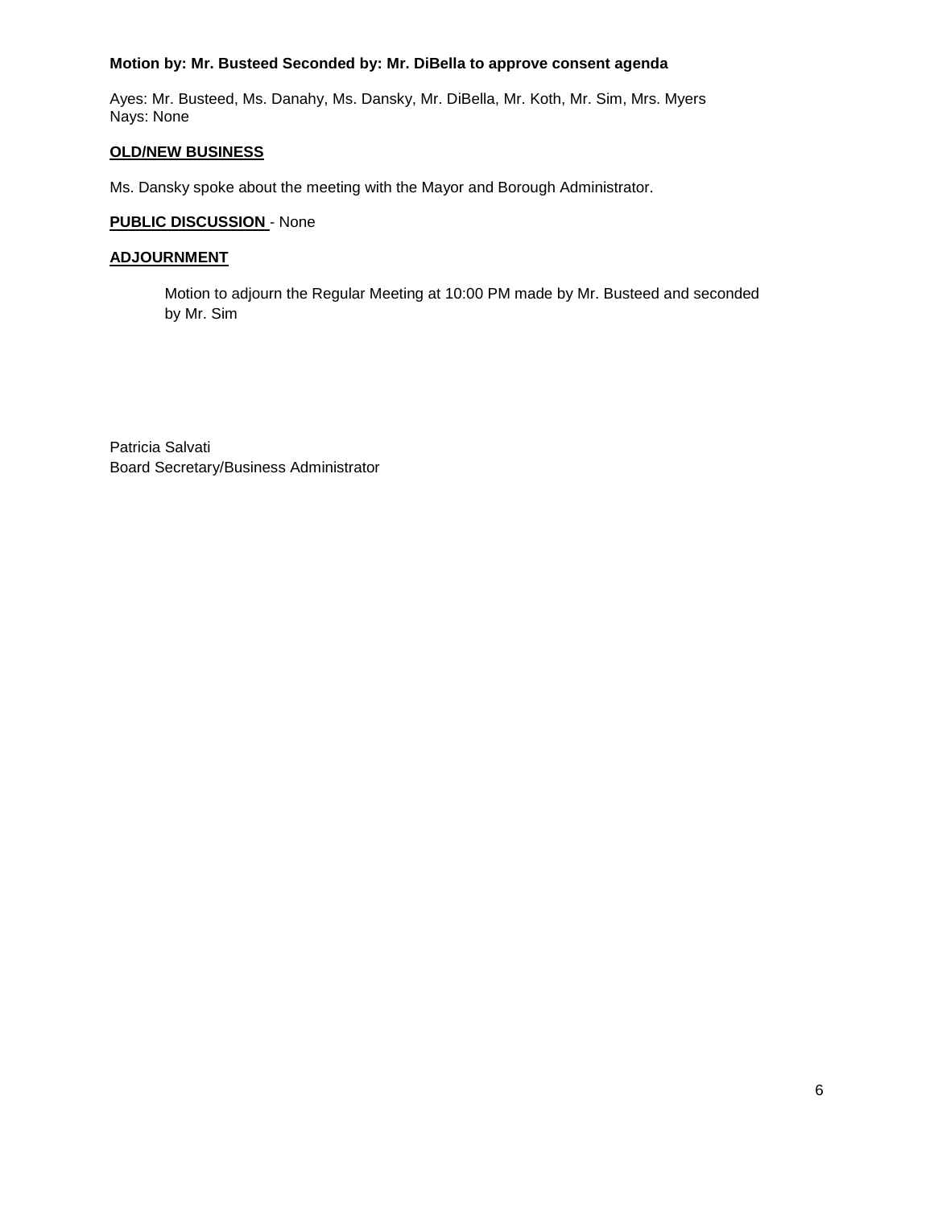**Motion by: Mr. Busteed Seconded by: Mr. DiBella to approve consent agenda**

Ayes: Mr. Busteed, Ms. Danahy, Ms. Dansky, Mr. DiBella, Mr. Koth, Mr. Sim, Mrs. Myers
Nays: None

**OLD/NEW BUSINESS**

Ms. Dansky spoke about the meeting with the Mayor and Borough Administrator.

**PUBLIC DISCUSSION** - None

**ADJOURNMENT**

Motion to adjourn the Regular Meeting at 10:00 PM made by Mr. Busteed and seconded by Mr. Sim

Patricia Salvati
Board Secretary/Business Administrator